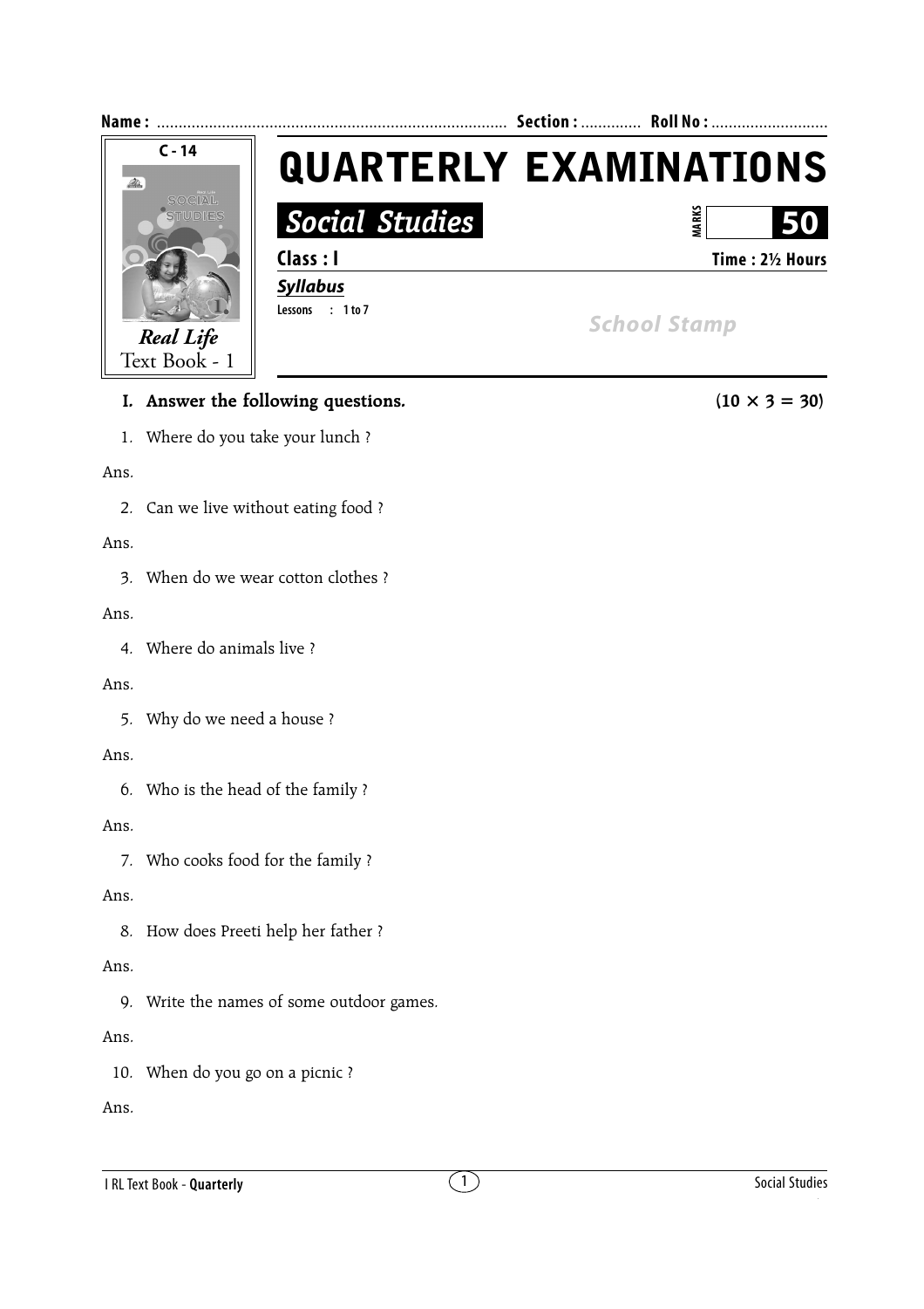**Name :** ............................................................................... **Section :** ............. **Roll No :** ..........................

C - 14

*Real Life*
Text Book - 1

# QUARTERLY EXAMINATIONS

## *Social Studies*

**MARKS** **50**

**Class : I** **Time : 2½ Hours**

***Syllabus***

**Lessons : 1 to 7**

*School Stamp*

**I. Answer the following questions.** **(10 × 3 = 30)**

1. Where do you take your lunch ?

Ans.

2. Can we live without eating food ?

Ans.

3. When do we wear cotton clothes ?

Ans.

4. Where do animals live ?

Ans.

5. Why do we need a house ?

Ans.

6. Who is the head of the family ?

Ans.

7. Who cooks food for the family ?

Ans.

8. How does Preeti help her father ?

Ans.

9. Write the names of some outdoor games.

Ans.

10. When do you go on a picnic ?

Ans.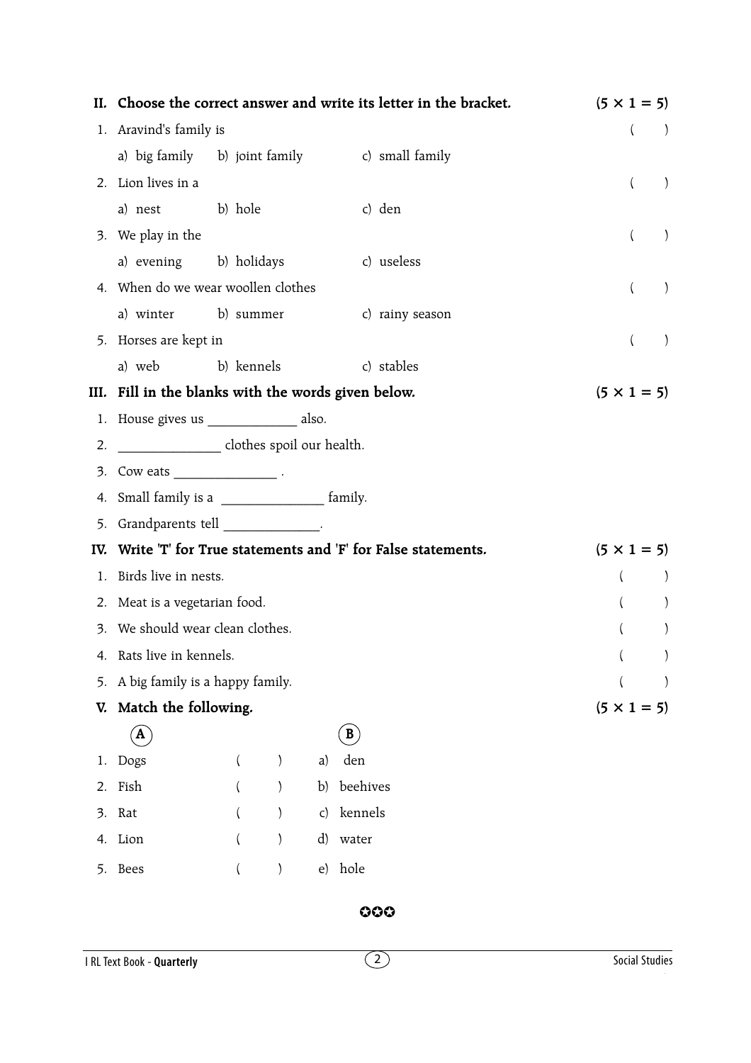## II. Choose the correct answer and write its letter in the bracket. (5 × 1 = 5)

1. Aravind's family is ( )

   a) big family b) joint family c) small family

2. Lion lives in a ( )

   a) nest b) hole c) den

3. We play in the ( )

   a) evening b) holidays c) useless

4. When do we wear woollen clothes ( )

   a) winter b) summer c) rainy season

5. Horses are kept in ( )

   a) web b) kennels c) stables

## III. Fill in the blanks with the words given below. (5 × 1 = 5)

1. House gives us _____________ also.
2. _______________ clothes spoil our health.
3. Cow eats _______________ .
4. Small family is a _______________ family.
5. Grandparents tell ______________.

## IV. Write 'T' for True statements and 'F' for False statements. (5 × 1 = 5)

1. Birds live in nests. ( )
2. Meat is a vegetarian food. ( )
3. We should wear clean clothes. ( )
4. Rats live in kennels. ( )
5. A big family is a happy family. ( )

## V. Match the following. (5 × 1 = 5)

| | A | | | B |
|---|---|---|---|---|
| 1. | Dogs | ( ) | a) | den |
| 2. | Fish | ( ) | b) | beehives |
| 3. | Rat | ( ) | c) | kennels |
| 4. | Lion | ( ) | d) | water |
| 5. | Bees | ( ) | e) | hole |

✪✪✪